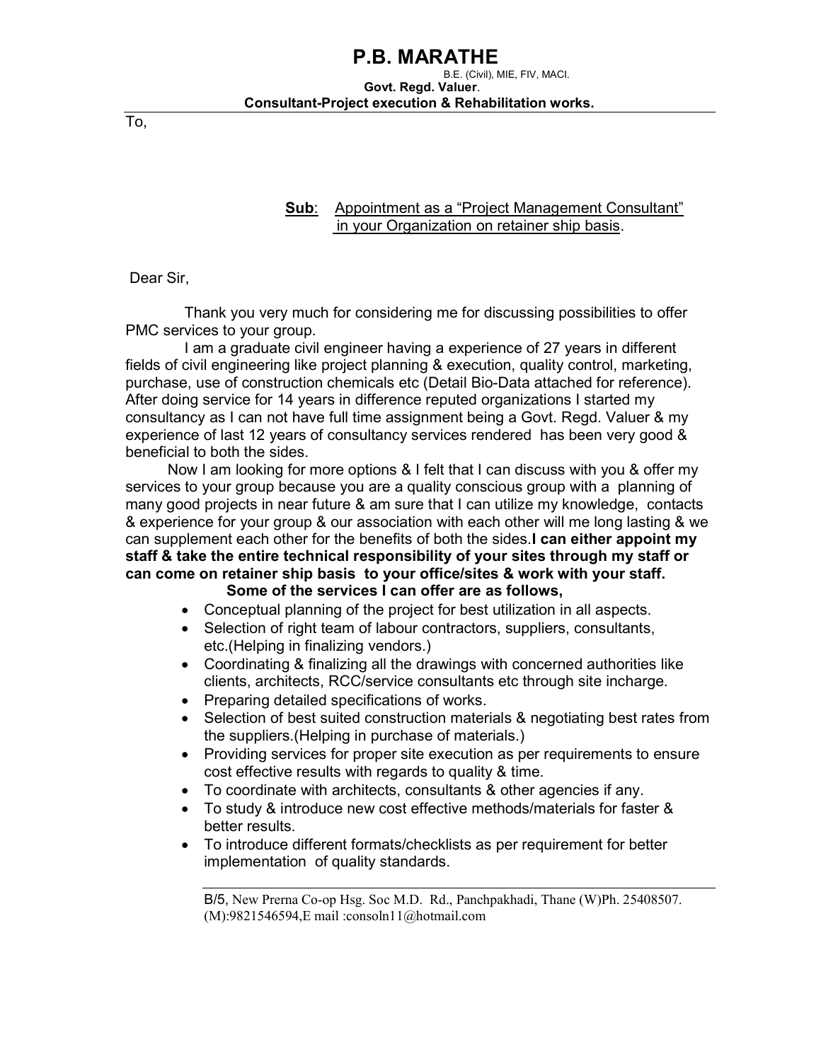# P.B. MARATHE

B.E. (Civil), MIE, FIV, MACI.

**Govt. Regd. Valuer**.

**Consultant-Project execution & Rehabilitation works.**

To,

**Sub**: Appointment as a "Project Management Consultant" in your Organization on retainer ship basis.

Dear Sir,

Thank you very much for considering me for discussing possibilities to offer PMC services to your group.

I am a graduate civil engineer having a experience of 27 years in different fields of civil engineering like project planning & execution, quality control, marketing, purchase, use of construction chemicals etc (Detail Bio-Data attached for reference). After doing service for 14 years in difference reputed organizations I started my consultancy as I can not have full time assignment being a Govt. Regd. Valuer & my experience of last 12 years of consultancy services rendered has been very good & beneficial to both the sides.

Now I am looking for more options & I felt that I can discuss with you & offer my services to your group because you are a quality conscious group with a planning of many good projects in near future & am sure that I can utilize my knowledge, contacts & experience for your group & our association with each other will me long lasting & we can supplement each other for the benefits of both the sides.**I can either appoint my staff & take the entire technical responsibility of your sites through my staff or can come on retainer ship basis to your office/sites & work with your staff.**

**Some of the services I can offer are as follows,**

- Conceptual planning of the project for best utilization in all aspects.
- Selection of right team of labour contractors, suppliers, consultants, etc.(Helping in finalizing vendors.)
- Coordinating & finalizing all the drawings with concerned authorities like clients, architects, RCC/service consultants etc through site incharge.
- Preparing detailed specifications of works.
- Selection of best suited construction materials & negotiating best rates from the suppliers.(Helping in purchase of materials.)
- Providing services for proper site execution as per requirements to ensure cost effective results with regards to quality & time.
- To coordinate with architects, consultants & other agencies if any.
- To study & introduce new cost effective methods/materials for faster & better results.
- To introduce different formats/checklists as per requirement for better implementation of quality standards.

B/5, New Prerna Co-op Hsg. Soc M.D. Rd., Panchpakhadi, Thane (W)Ph. 25408507. (M):9821546594,E mail :consoln11@hotmail.com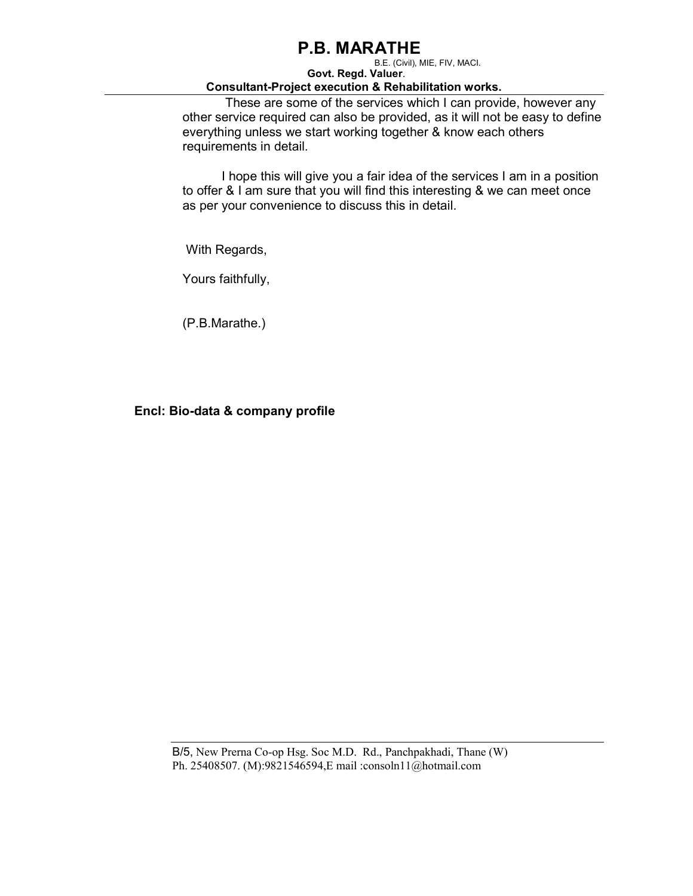These are some of the services which I can provide, however any other service required can also be provided, as it will not be easy to define everything unless we start working together & know each others requirements in detail.

I hope this will give you a fair idea of the services I am in a position to offer & I am sure that you will find this interesting & we can meet once as per your convenience to discuss this in detail.

With Regards,

Yours faithfully,

(P.B.Marathe.)

**Encl: Bio-data & company profile**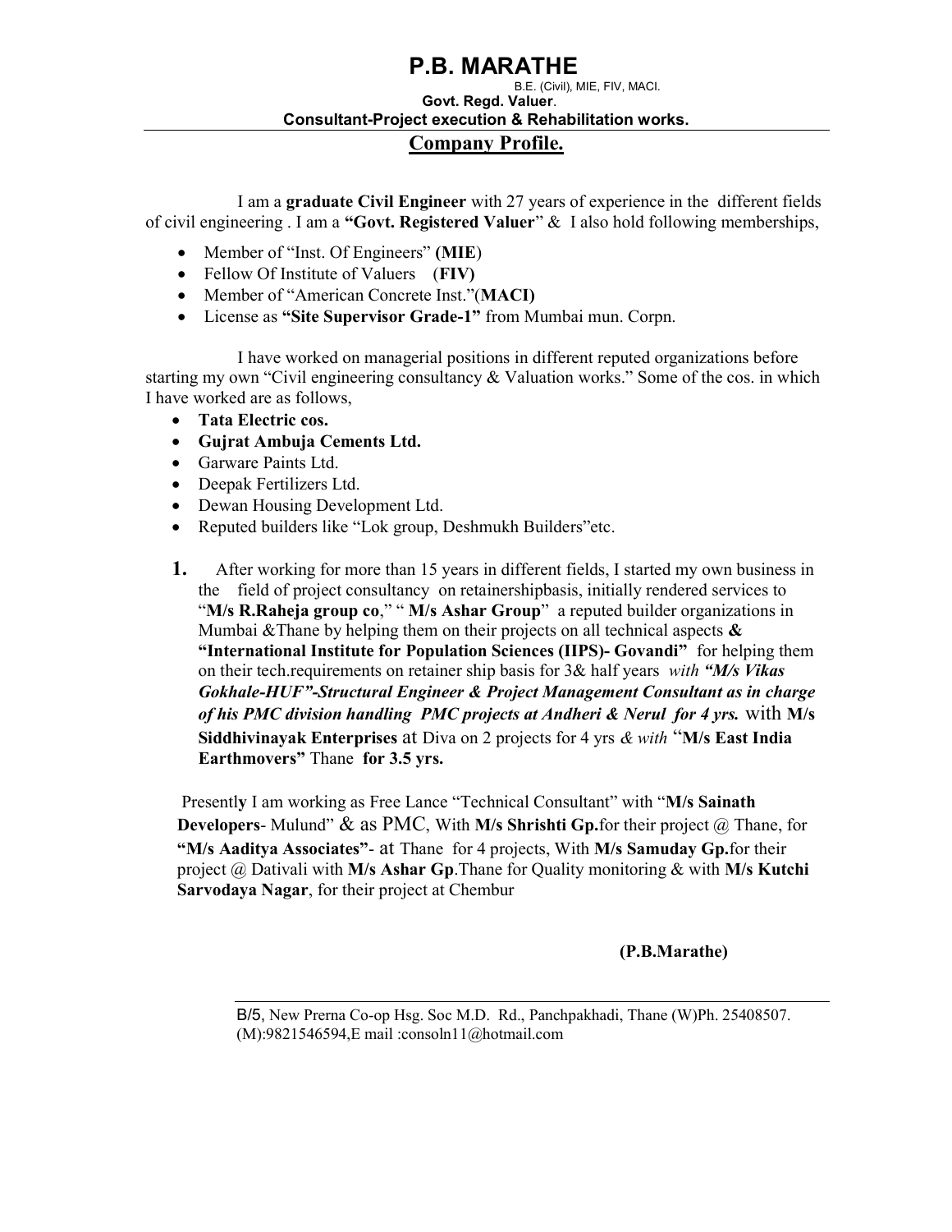# P.B. MARATHE

B.E. (Civil), MIE, FIV, MACI.

**Govt. Regd. Valuer**.

**Consultant-Project execution & Rehabilitation works.**

## Company Profile.

I am a **graduate Civil Engineer** with 27 years of experience in the different fields of civil engineering . I am a **"Govt. Registered Valuer"** & I also hold following memberships,

- Member of "Inst. Of Engineers" **(MIE)**
- Fellow Of Institute of Valuers (**FIV)**
- Member of "American Concrete Inst."(**MACI)**
- License as **"Site Supervisor Grade-1"** from Mumbai mun. Corpn.

I have worked on managerial positions in different reputed organizations before starting my own "Civil engineering consultancy & Valuation works." Some of the cos. in which I have worked are as follows,

- **Tata Electric cos.**
- **Gujrat Ambuja Cements Ltd.**
- Garware Paints Ltd.
- Deepak Fertilizers Ltd.
- Dewan Housing Development Ltd.
- Reputed builders like "Lok group, Deshmukh Builders"etc.

1. After working for more than 15 years in different fields, I started my own business in the field of project consultancy on retainershipbasis, initially rendered services to "**M/s R.Raheja group co**," " **M/s Ashar Group**" a reputed builder organizations in Mumbai &Thane by helping them on their projects on all technical aspects **& "International Institute for Population Sciences (IIPS)- Govandi"** for helping them on their tech.requirements on retainer ship basis for 3& half years *with* ***"M/s Vikas Gokhale-HUF"-Structural Engineer & Project Management Consultant as in charge of his PMC division handling PMC projects at Andheri & Nerul for 4 yrs.*** with **M/s Siddhivinayak Enterprises** at Diva on 2 projects for 4 yrs *& with* "**M/s East India Earthmovers"** Thane **for 3.5 yrs.**

Presently I am working as Free Lance "Technical Consultant" with "**M/s Sainath Developers**- Mulund" & as PMC, With **M/s Shrishti Gp.**for their project @ Thane, for **"M/s Aaditya Associates"**- at Thane for 4 projects, With **M/s Samuday Gp.**for their project @ Dativali with **M/s Ashar Gp**.Thane for Quality monitoring & with **M/s Kutchi Sarvodaya Nagar**, for their project at Chembur

**(P.B.Marathe)**

B/5, New Prerna Co-op Hsg. Soc M.D. Rd., Panchpakhadi, Thane (W)Ph. 25408507. (M):9821546594,E mail :consoln11@hotmail.com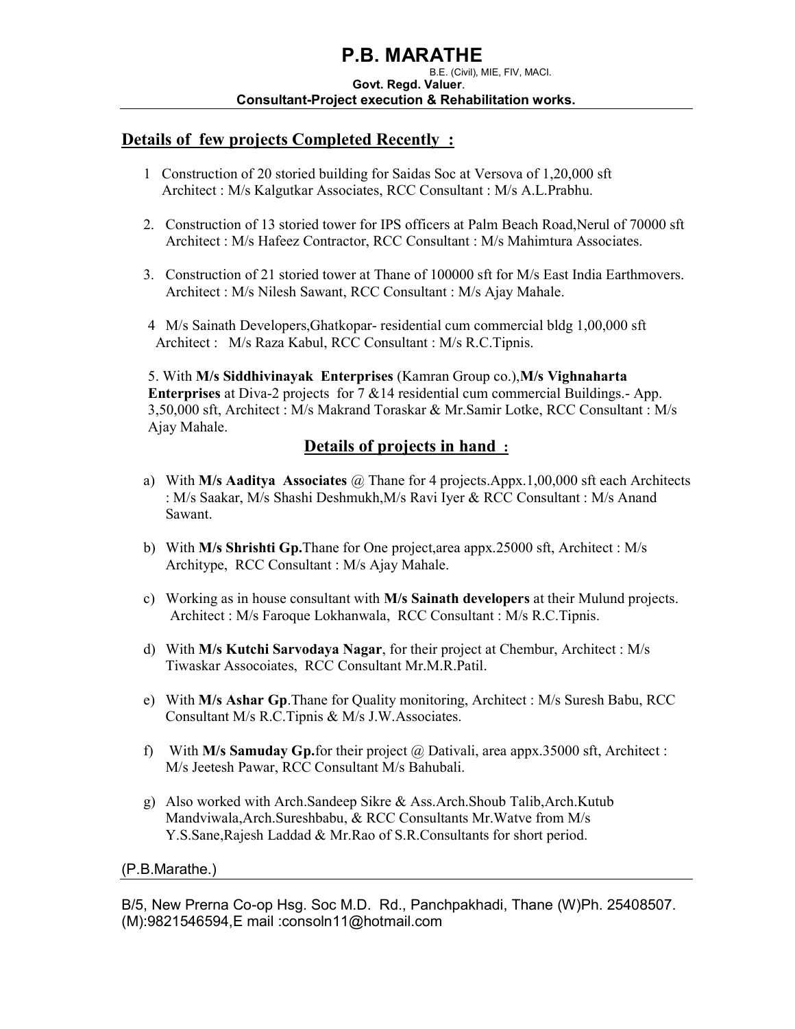# P.B. MARATHE

B.E. (Civil), MIE, FIV, MACI.

**Govt. Regd. Valuer**.

**Consultant-Project execution & Rehabilitation works.**

---

## Details of few projects Completed Recently :

1. Construction of 20 storied building for Saidas Soc at Versova of 1,20,000 sft
   Architect : M/s Kalgutkar Associates, RCC Consultant : M/s A.L.Prabhu.

2. Construction of 13 storied tower for IPS officers at Palm Beach Road,Nerul of 70000 sft
   Architect : M/s Hafeez Contractor, RCC Consultant : M/s Mahimtura Associates.

3. Construction of 21 storied tower at Thane of 100000 sft for M/s East India Earthmovers.
   Architect : M/s Nilesh Sawant, RCC Consultant : M/s Ajay Mahale.

4. M/s Sainath Developers,Ghatkopar- residential cum commercial bldg 1,00,000 sft
   Architect : M/s Raza Kabul, RCC Consultant : M/s R.C.Tipnis.

5. With **M/s Siddhivinayak Enterprises** (Kamran Group co.),**M/s Vighnaharta Enterprises** at Diva-2 projects for 7 &14 residential cum commercial Buildings.- App. 3,50,000 sft, Architect : M/s Makrand Toraskar & Mr.Samir Lotke, RCC Consultant : M/s Ajay Mahale.

## Details of projects in hand :

a) With **M/s Aaditya Associates** @ Thane for 4 projects.Appx.1,00,000 sft each Architects : M/s Saakar, M/s Shashi Deshmukh,M/s Ravi Iyer & RCC Consultant : M/s Anand Sawant.

b) With **M/s Shrishti Gp.**Thane for One project,area appx.25000 sft, Architect : M/s Architype, RCC Consultant : M/s Ajay Mahale.

c) Working as in house consultant with **M/s Sainath developers** at their Mulund projects. Architect : M/s Faroque Lokhanwala, RCC Consultant : M/s R.C.Tipnis.

d) With **M/s Kutchi Sarvodaya Nagar**, for their project at Chembur, Architect : M/s Tiwaskar Assocoiates, RCC Consultant Mr.M.R.Patil.

e) With **M/s Ashar Gp**.Thane for Quality monitoring, Architect : M/s Suresh Babu, RCC Consultant M/s R.C.Tipnis & M/s J.W.Associates.

f) With **M/s Samuday Gp.**for their project @ Dativali, area appx.35000 sft, Architect : M/s Jeetesh Pawar, RCC Consultant M/s Bahubali.

g) Also worked with Arch.Sandeep Sikre & Ass.Arch.Shoub Talib,Arch.Kutub Mandviwala,Arch.Sureshbabu, & RCC Consultants Mr.Watve from M/s Y.S.Sane,Rajesh Laddad & Mr.Rao of S.R.Consultants for short period.

(P.B.Marathe.)

---

B/5, New Prerna Co-op Hsg. Soc M.D. Rd., Panchpakhadi, Thane (W)Ph. 25408507.
(M):9821546594,E mail :consoln11@hotmail.com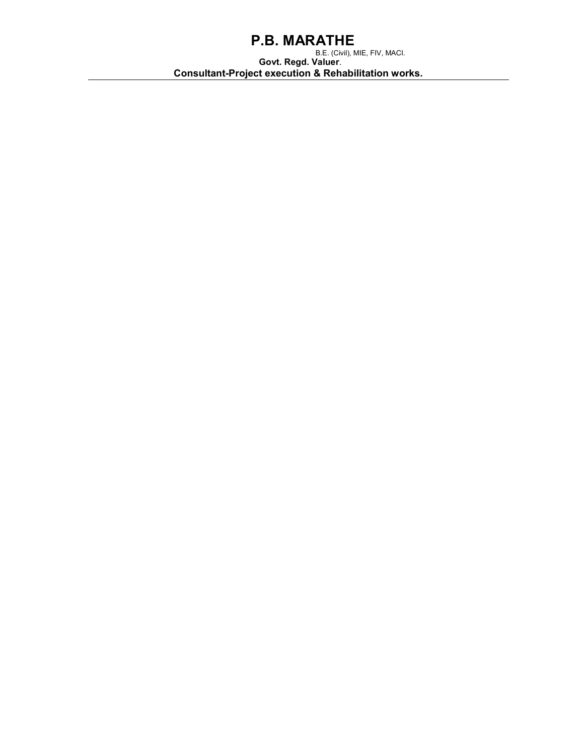# P.B. MARATHE

B.E. (Civil), MIE, FIV, MACI.

**Govt. Regd. Valuer.**

**Consultant-Project execution & Rehabilitation works.**

---